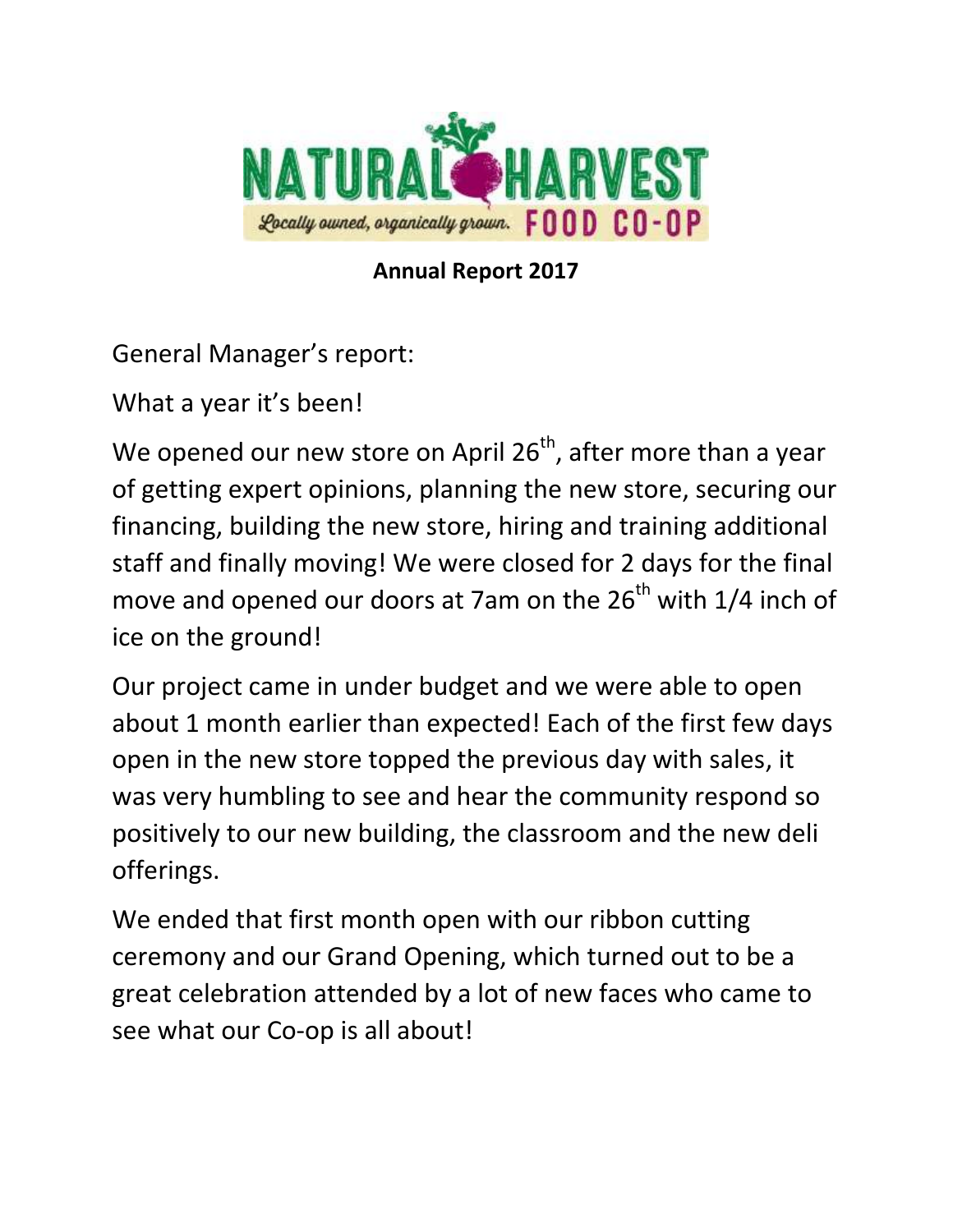# NATURAL HARVEST FOOD CO-OP

*Locally owned, organically grown.*

**Annual Report 2017**

General Manager's report:

What a year it's been!

We opened our new store on April 26th, after more than a year of getting expert opinions, planning the new store, securing our financing, building the new store, hiring and training additional staff and finally moving! We were closed for 2 days for the final move and opened our doors at 7am on the 26th with 1/4 inch of ice on the ground!

Our project came in under budget and we were able to open about 1 month earlier than expected! Each of the first few days open in the new store topped the previous day with sales, it was very humbling to see and hear the community respond so positively to our new building, the classroom and the new deli offerings.

We ended that first month open with our ribbon cutting ceremony and our Grand Opening, which turned out to be a great celebration attended by a lot of new faces who came to see what our Co-op is all about!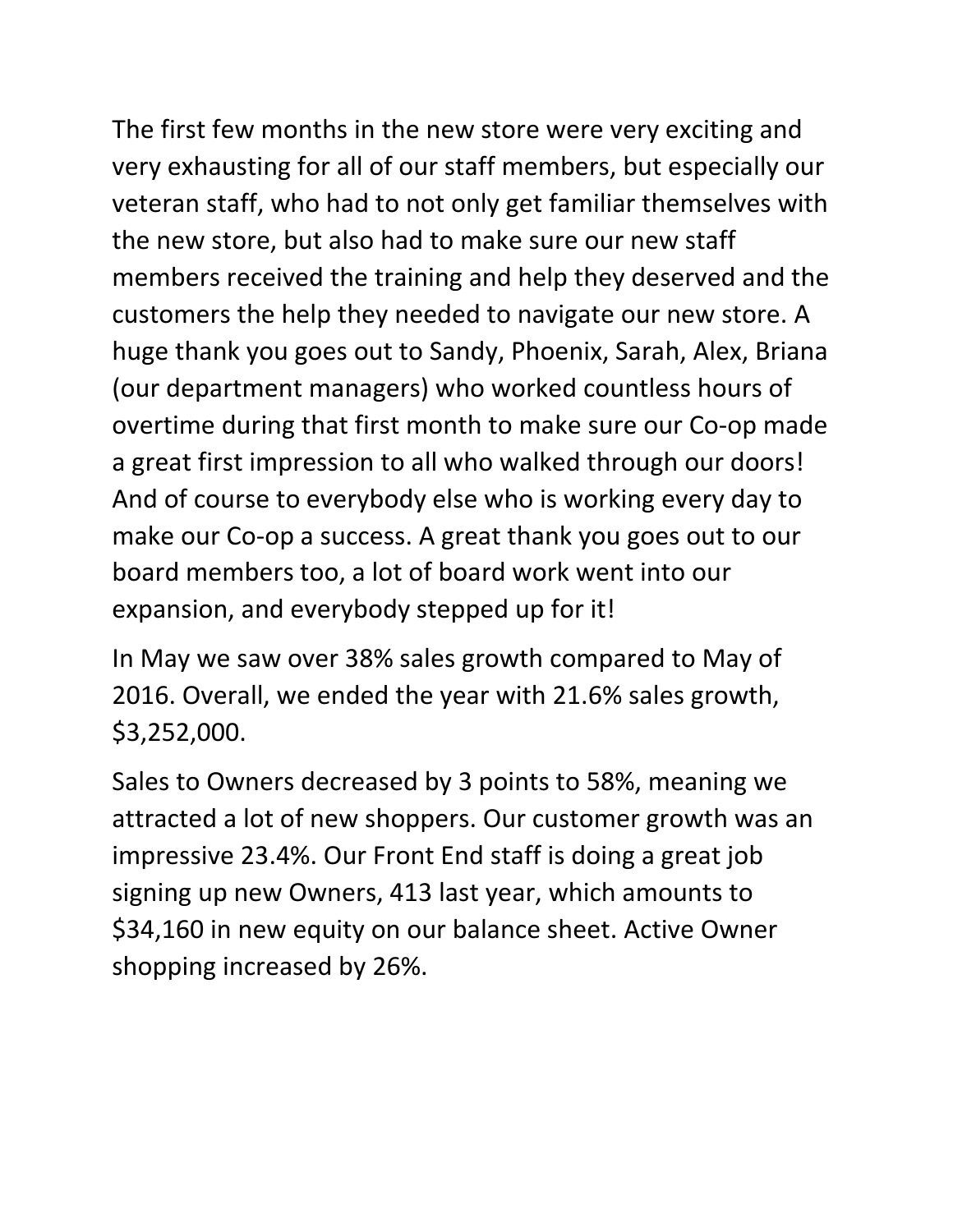The first few months in the new store were very exciting and very exhausting for all of our staff members, but especially our veteran staff, who had to not only get familiar themselves with the new store, but also had to make sure our new staff members received the training and help they deserved and the customers the help they needed to navigate our new store. A huge thank you goes out to Sandy, Phoenix, Sarah, Alex, Briana (our department managers) who worked countless hours of overtime during that first month to make sure our Co-op made a great first impression to all who walked through our doors! And of course to everybody else who is working every day to make our Co-op a success. A great thank you goes out to our board members too, a lot of board work went into our expansion, and everybody stepped up for it!

In May we saw over 38% sales growth compared to May of 2016. Overall, we ended the year with 21.6% sales growth, $3,252,000.

Sales to Owners decreased by 3 points to 58%, meaning we attracted a lot of new shoppers. Our customer growth was an impressive 23.4%. Our Front End staff is doing a great job signing up new Owners, 413 last year, which amounts to $34,160 in new equity on our balance sheet. Active Owner shopping increased by 26%.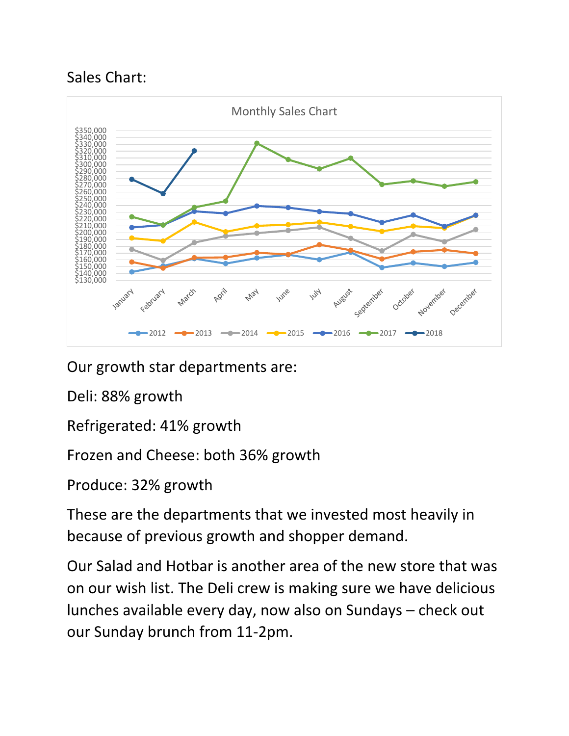Sales Chart:

Monthly Sales Chart

Our growth star departments are:

Deli: 88% growth

Refrigerated: 41% growth

Frozen and Cheese: both 36% growth

Produce: 32% growth

These are the departments that we invested most heavily in because of previous growth and shopper demand.

Our Salad and Hotbar is another area of the new store that was on our wish list. The Deli crew is making sure we have delicious lunches available every day, now also on Sundays – check out our Sunday brunch from 11-2pm.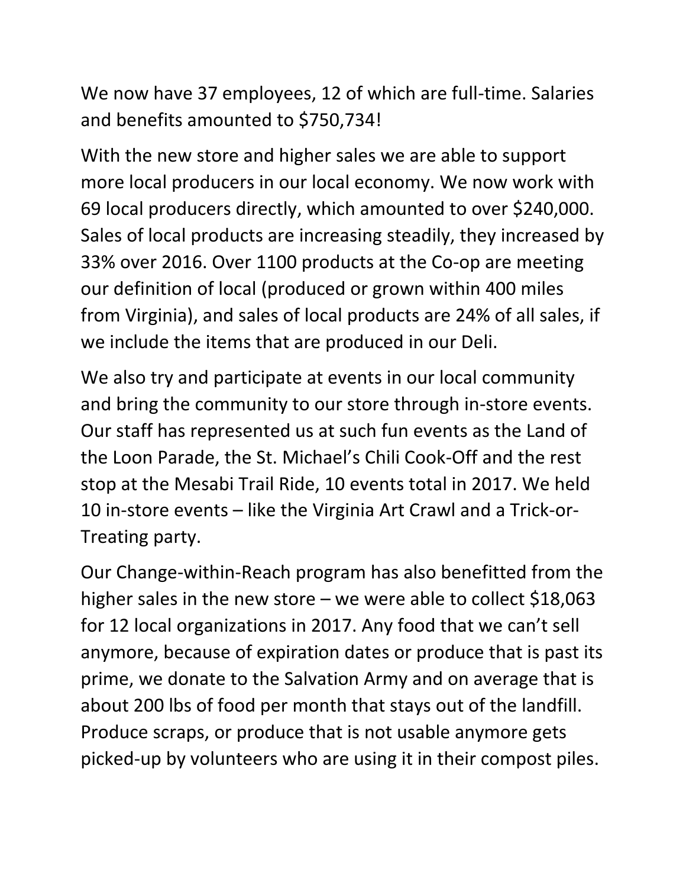We now have 37 employees, 12 of which are full-time. Salaries and benefits amounted to $750,734!

With the new store and higher sales we are able to support more local producers in our local economy. We now work with 69 local producers directly, which amounted to over $240,000. Sales of local products are increasing steadily, they increased by 33% over 2016. Over 1100 products at the Co-op are meeting our definition of local (produced or grown within 400 miles from Virginia), and sales of local products are 24% of all sales, if we include the items that are produced in our Deli.

We also try and participate at events in our local community and bring the community to our store through in-store events. Our staff has represented us at such fun events as the Land of the Loon Parade, the St. Michael's Chili Cook-Off and the rest stop at the Mesabi Trail Ride, 10 events total in 2017. We held 10 in-store events – like the Virginia Art Crawl and a Trick-or-Treating party.

Our Change-within-Reach program has also benefitted from the higher sales in the new store – we were able to collect $18,063 for 12 local organizations in 2017. Any food that we can't sell anymore, because of expiration dates or produce that is past its prime, we donate to the Salvation Army and on average that is about 200 lbs of food per month that stays out of the landfill. Produce scraps, or produce that is not usable anymore gets picked-up by volunteers who are using it in their compost piles.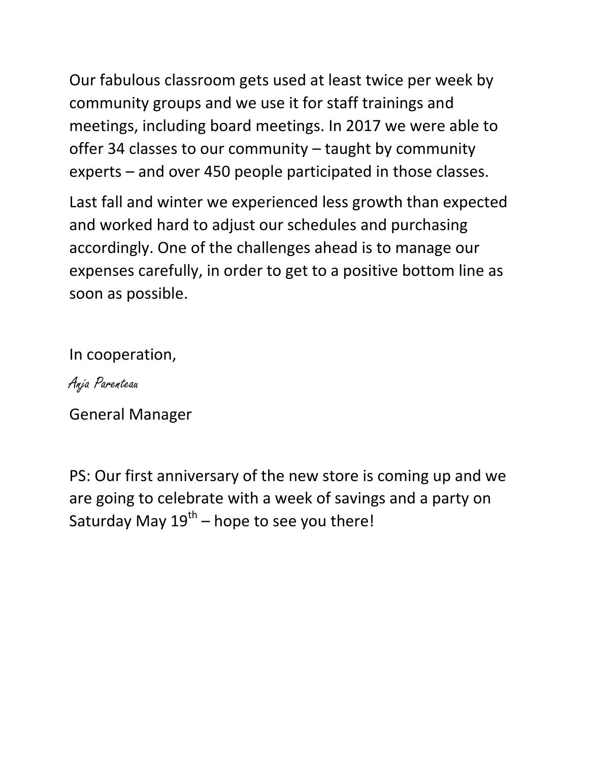Our fabulous classroom gets used at least twice per week by community groups and we use it for staff trainings and meetings, including board meetings. In 2017 we were able to offer 34 classes to our community – taught by community experts – and over 450 people participated in those classes.

Last fall and winter we experienced less growth than expected and worked hard to adjust our schedules and purchasing accordingly. One of the challenges ahead is to manage our expenses carefully, in order to get to a positive bottom line as soon as possible.

In cooperation,

*Anja Parenteau*

General Manager

PS: Our first anniversary of the new store is coming up and we are going to celebrate with a week of savings and a party on Saturday May 19th – hope to see you there!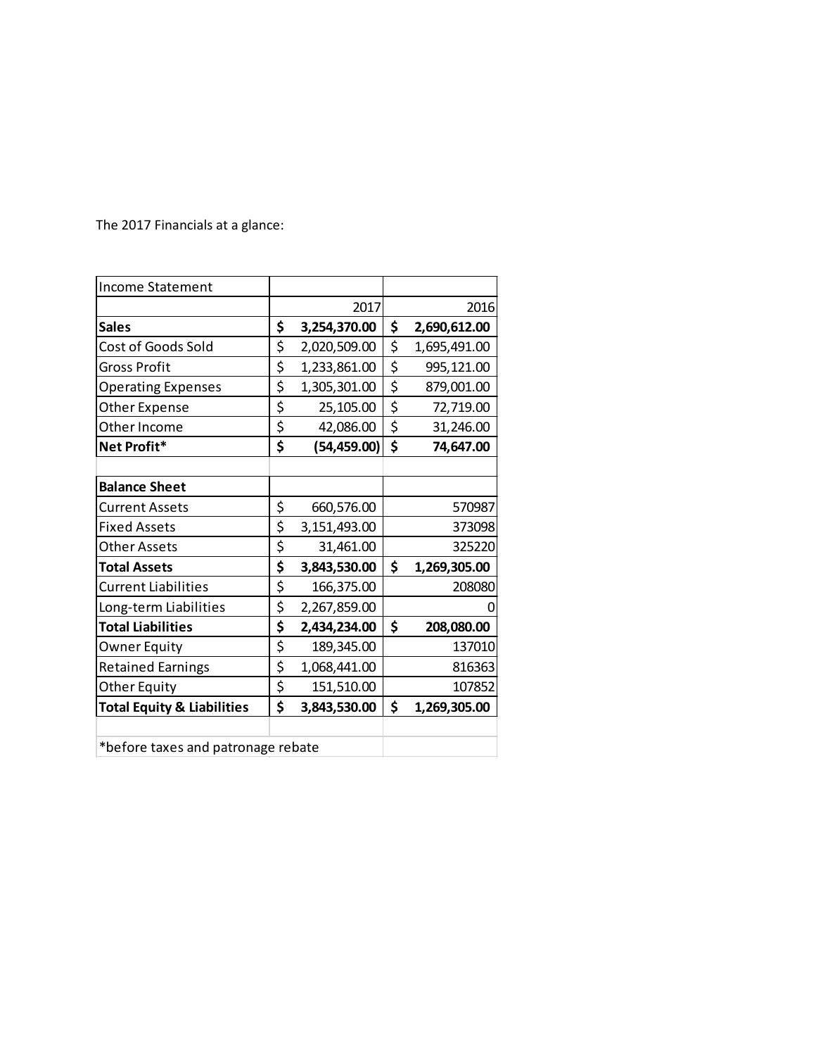The 2017 Financials at a glance:

| Income Statement | | |
|---|---|---|
| | 2017 | 2016 |
| **Sales** | **$ 3,254,370.00** | **$ 2,690,612.00** |
| Cost of Goods Sold | $ 2,020,509.00 | $ 1,695,491.00 |
| Gross Profit | $ 1,233,861.00 | $ 995,121.00 |
| Operating Expenses | $ 1,305,301.00 | $ 879,001.00 |
| Other Expense | $ 25,105.00 | $ 72,719.00 |
| Other Income | $ 42,086.00 | $ 31,246.00 |
| **Net Profit*** | **$ (54,459.00)** | **$ 74,647.00** |
| | | |
| **Balance Sheet** | | |
| Current Assets | $ 660,576.00 | 570987 |
| Fixed Assets | $ 3,151,493.00 | 373098 |
| Other Assets | $ 31,461.00 | 325220 |
| **Total Assets** | **$ 3,843,530.00** | **$ 1,269,305.00** |
| Current Liabilities | $ 166,375.00 | 208080 |
| Long-term Liabilities | $ 2,267,859.00 | 0 |
| **Total Liabilities** | **$ 2,434,234.00** | **$ 208,080.00** |
| Owner Equity | $ 189,345.00 | 137010 |
| Retained Earnings | $ 1,068,441.00 | 816363 |
| Other Equity | $ 151,510.00 | 107852 |
| **Total Equity & Liabilities** | **$ 3,843,530.00** | **$ 1,269,305.00** |
| | | |
| *before taxes and patronage rebate | | |